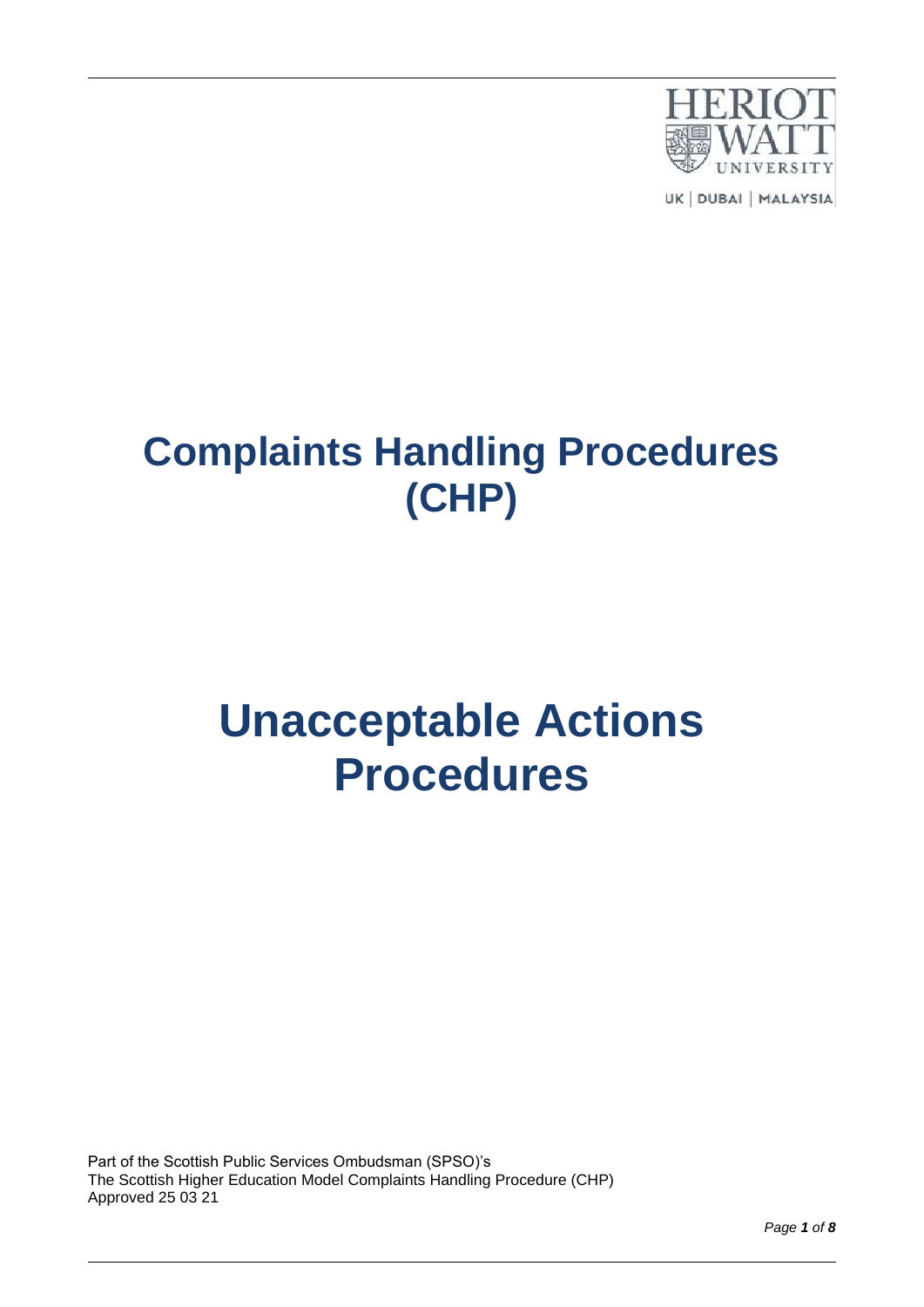# Complaints Handling Procedures (CHP)

# Unacceptable Actions Procedures

Part of the Scottish Public Services Ombudsman (SPSO)'s
The Scottish Higher Education Model Complaints Handling Procedure (CHP)
Approved 25 03 21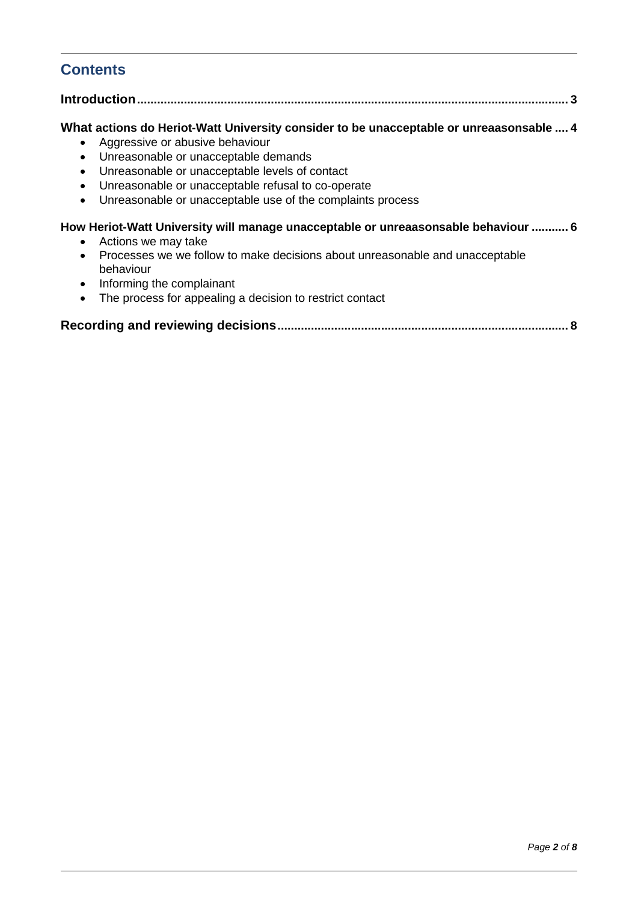## Contents

**Introduction** .......... 3

**What actions do Heriot-Watt University consider to be unacceptable or unreaasonsable** .......... 4

- Aggressive or abusive behaviour
- Unreasonable or unacceptable demands
- Unreasonable or unacceptable levels of contact
- Unreasonable or unacceptable refusal to co-operate
- Unreasonable or unacceptable use of the complaints process

**How Heriot-Watt University will manage unacceptable or unreaasonsable behaviour** .......... 6

- Actions we may take
- Processes we we follow to make decisions about unreasonable and unacceptable behaviour
- Informing the complainant
- The process for appealing a decision to restrict contact

**Recording and reviewing decisions** .......... 8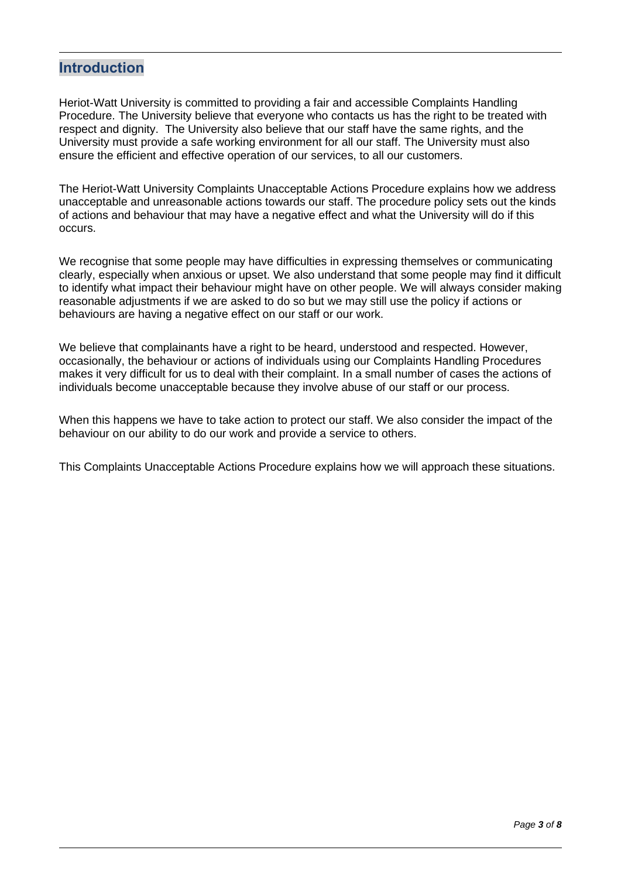## Introduction

Heriot-Watt University is committed to providing a fair and accessible Complaints Handling Procedure. The University believe that everyone who contacts us has the right to be treated with respect and dignity. The University also believe that our staff have the same rights, and the University must provide a safe working environment for all our staff. The University must also ensure the efficient and effective operation of our services, to all our customers.

The Heriot-Watt University Complaints Unacceptable Actions Procedure explains how we address unacceptable and unreasonable actions towards our staff. The procedure policy sets out the kinds of actions and behaviour that may have a negative effect and what the University will do if this occurs.

We recognise that some people may have difficulties in expressing themselves or communicating clearly, especially when anxious or upset. We also understand that some people may find it difficult to identify what impact their behaviour might have on other people. We will always consider making reasonable adjustments if we are asked to do so but we may still use the policy if actions or behaviours are having a negative effect on our staff or our work.

We believe that complainants have a right to be heard, understood and respected. However, occasionally, the behaviour or actions of individuals using our Complaints Handling Procedures makes it very difficult for us to deal with their complaint. In a small number of cases the actions of individuals become unacceptable because they involve abuse of our staff or our process.

When this happens we have to take action to protect our staff. We also consider the impact of the behaviour on our ability to do our work and provide a service to others.

This Complaints Unacceptable Actions Procedure explains how we will approach these situations.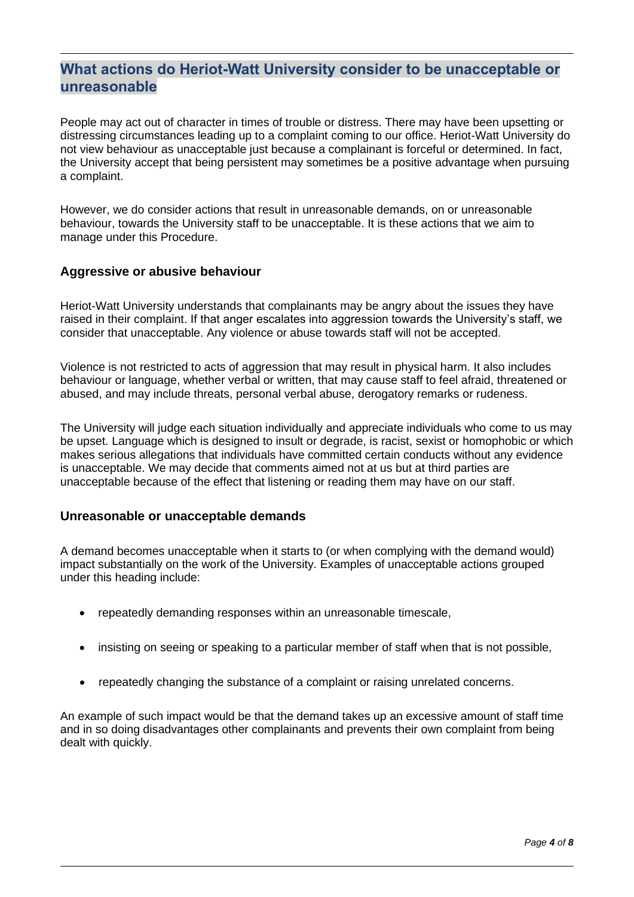## What actions do Heriot-Watt University consider to be unacceptable or unreasonable

People may act out of character in times of trouble or distress. There may have been upsetting or distressing circumstances leading up to a complaint coming to our office. Heriot-Watt University do not view behaviour as unacceptable just because a complainant is forceful or determined. In fact, the University accept that being persistent may sometimes be a positive advantage when pursuing a complaint.

However, we do consider actions that result in unreasonable demands, on or unreasonable behaviour, towards the University staff to be unacceptable. It is these actions that we aim to manage under this Procedure.

### Aggressive or abusive behaviour

Heriot-Watt University understands that complainants may be angry about the issues they have raised in their complaint. If that anger escalates into aggression towards the University's staff, we consider that unacceptable. Any violence or abuse towards staff will not be accepted.

Violence is not restricted to acts of aggression that may result in physical harm. It also includes behaviour or language, whether verbal or written, that may cause staff to feel afraid, threatened or abused, and may include threats, personal verbal abuse, derogatory remarks or rudeness.

The University will judge each situation individually and appreciate individuals who come to us may be upset. Language which is designed to insult or degrade, is racist, sexist or homophobic or which makes serious allegations that individuals have committed certain conducts without any evidence is unacceptable. We may decide that comments aimed not at us but at third parties are unacceptable because of the effect that listening or reading them may have on our staff.

### Unreasonable or unacceptable demands

A demand becomes unacceptable when it starts to (or when complying with the demand would) impact substantially on the work of the University. Examples of unacceptable actions grouped under this heading include:

- repeatedly demanding responses within an unreasonable timescale,
- insisting on seeing or speaking to a particular member of staff when that is not possible,
- repeatedly changing the substance of a complaint or raising unrelated concerns.

An example of such impact would be that the demand takes up an excessive amount of staff time and in so doing disadvantages other complainants and prevents their own complaint from being dealt with quickly.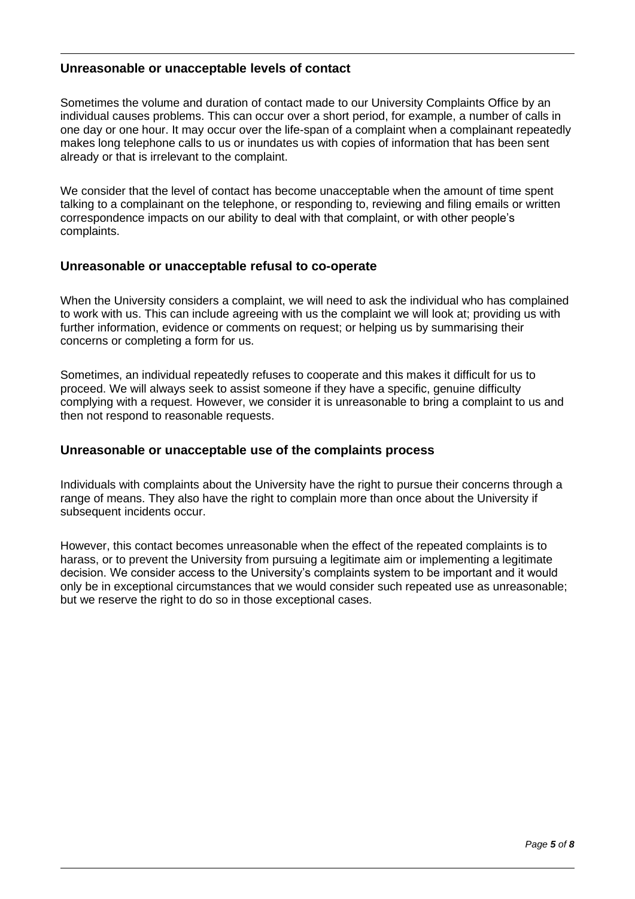### Unreasonable or unacceptable levels of contact

Sometimes the volume and duration of contact made to our University Complaints Office by an individual causes problems. This can occur over a short period, for example, a number of calls in one day or one hour. It may occur over the life-span of a complaint when a complainant repeatedly makes long telephone calls to us or inundates us with copies of information that has been sent already or that is irrelevant to the complaint.

We consider that the level of contact has become unacceptable when the amount of time spent talking to a complainant on the telephone, or responding to, reviewing and filing emails or written correspondence impacts on our ability to deal with that complaint, or with other people's complaints.

### Unreasonable or unacceptable refusal to co-operate

When the University considers a complaint, we will need to ask the individual who has complained to work with us. This can include agreeing with us the complaint we will look at; providing us with further information, evidence or comments on request; or helping us by summarising their concerns or completing a form for us.

Sometimes, an individual repeatedly refuses to cooperate and this makes it difficult for us to proceed. We will always seek to assist someone if they have a specific, genuine difficulty complying with a request. However, we consider it is unreasonable to bring a complaint to us and then not respond to reasonable requests.

### Unreasonable or unacceptable use of the complaints process

Individuals with complaints about the University have the right to pursue their concerns through a range of means. They also have the right to complain more than once about the University if subsequent incidents occur.

However, this contact becomes unreasonable when the effect of the repeated complaints is to harass, or to prevent the University from pursuing a legitimate aim or implementing a legitimate decision. We consider access to the University's complaints system to be important and it would only be in exceptional circumstances that we would consider such repeated use as unreasonable; but we reserve the right to do so in those exceptional cases.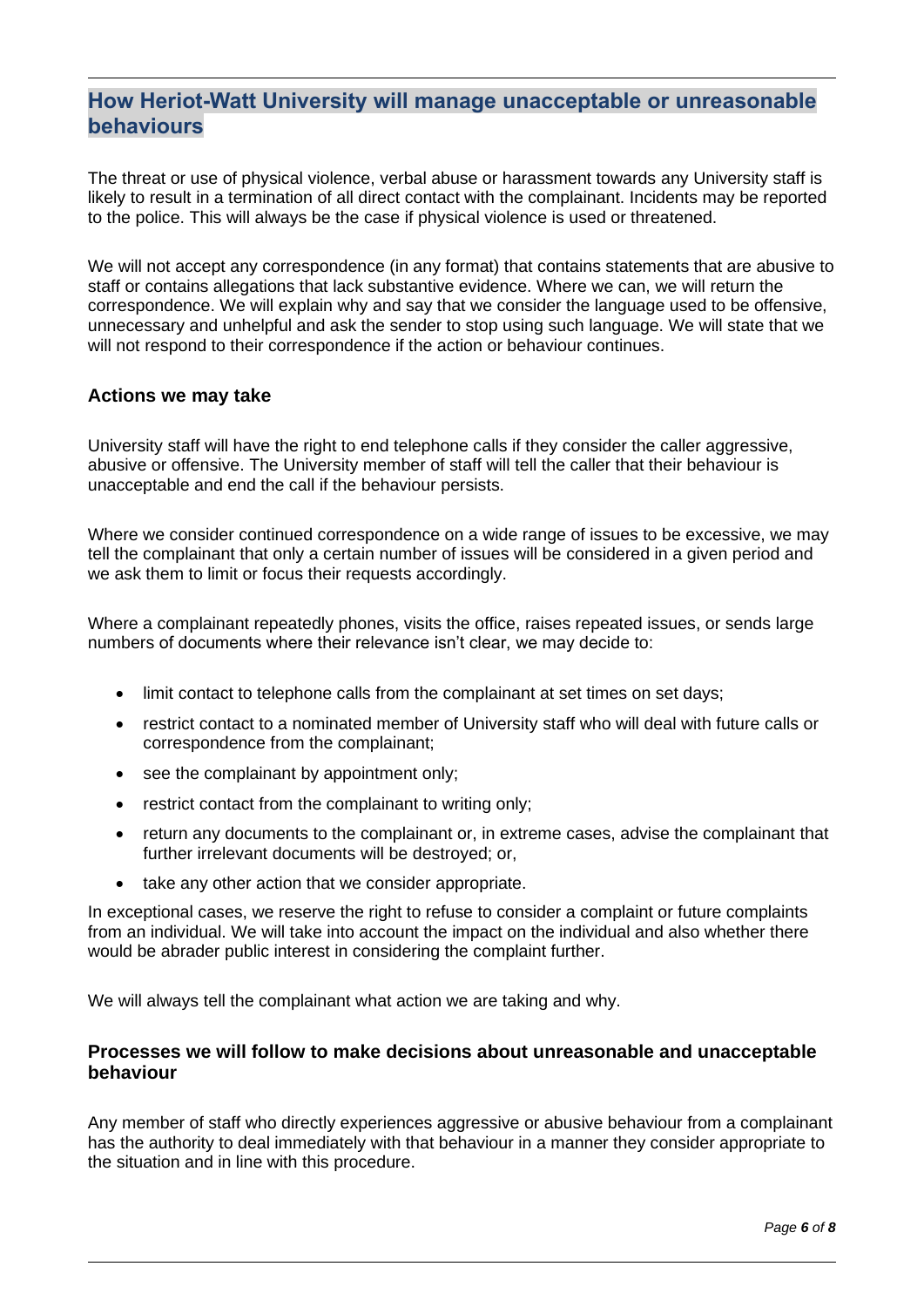## How Heriot-Watt University will manage unacceptable or unreasonable behaviours

The threat or use of physical violence, verbal abuse or harassment towards any University staff is likely to result in a termination of all direct contact with the complainant. Incidents may be reported to the police. This will always be the case if physical violence is used or threatened.

We will not accept any correspondence (in any format) that contains statements that are abusive to staff or contains allegations that lack substantive evidence. Where we can, we will return the correspondence. We will explain why and say that we consider the language used to be offensive, unnecessary and unhelpful and ask the sender to stop using such language. We will state that we will not respond to their correspondence if the action or behaviour continues.

### Actions we may take

University staff will have the right to end telephone calls if they consider the caller aggressive, abusive or offensive. The University member of staff will tell the caller that their behaviour is unacceptable and end the call if the behaviour persists.

Where we consider continued correspondence on a wide range of issues to be excessive, we may tell the complainant that only a certain number of issues will be considered in a given period and we ask them to limit or focus their requests accordingly.

Where a complainant repeatedly phones, visits the office, raises repeated issues, or sends large numbers of documents where their relevance isn't clear, we may decide to:

- limit contact to telephone calls from the complainant at set times on set days;
- restrict contact to a nominated member of University staff who will deal with future calls or correspondence from the complainant;
- see the complainant by appointment only;
- restrict contact from the complainant to writing only;
- return any documents to the complainant or, in extreme cases, advise the complainant that further irrelevant documents will be destroyed; or,
- take any other action that we consider appropriate.

In exceptional cases, we reserve the right to refuse to consider a complaint or future complaints from an individual. We will take into account the impact on the individual and also whether there would be abrader public interest in considering the complaint further.

We will always tell the complainant what action we are taking and why.

### Processes we will follow to make decisions about unreasonable and unacceptable behaviour

Any member of staff who directly experiences aggressive or abusive behaviour from a complainant has the authority to deal immediately with that behaviour in a manner they consider appropriate to the situation and in line with this procedure.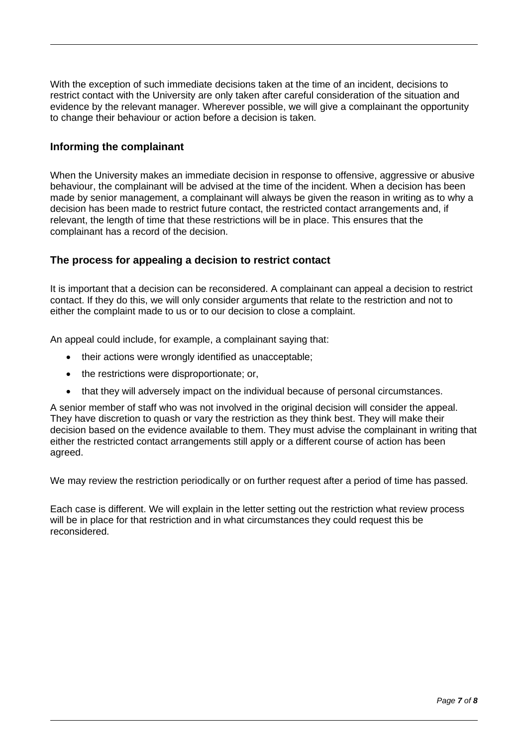With the exception of such immediate decisions taken at the time of an incident, decisions to restrict contact with the University are only taken after careful consideration of the situation and evidence by the relevant manager. Wherever possible, we will give a complainant the opportunity to change their behaviour or action before a decision is taken.

### Informing the complainant

When the University makes an immediate decision in response to offensive, aggressive or abusive behaviour, the complainant will be advised at the time of the incident. When a decision has been made by senior management, a complainant will always be given the reason in writing as to why a decision has been made to restrict future contact, the restricted contact arrangements and, if relevant, the length of time that these restrictions will be in place. This ensures that the complainant has a record of the decision.

### The process for appealing a decision to restrict contact

It is important that a decision can be reconsidered. A complainant can appeal a decision to restrict contact. If they do this, we will only consider arguments that relate to the restriction and not to either the complaint made to us or to our decision to close a complaint.

An appeal could include, for example, a complainant saying that:

- their actions were wrongly identified as unacceptable;
- the restrictions were disproportionate; or,
- that they will adversely impact on the individual because of personal circumstances.

A senior member of staff who was not involved in the original decision will consider the appeal. They have discretion to quash or vary the restriction as they think best. They will make their decision based on the evidence available to them. They must advise the complainant in writing that either the restricted contact arrangements still apply or a different course of action has been agreed.

We may review the restriction periodically or on further request after a period of time has passed.

Each case is different. We will explain in the letter setting out the restriction what review process will be in place for that restriction and in what circumstances they could request this be reconsidered.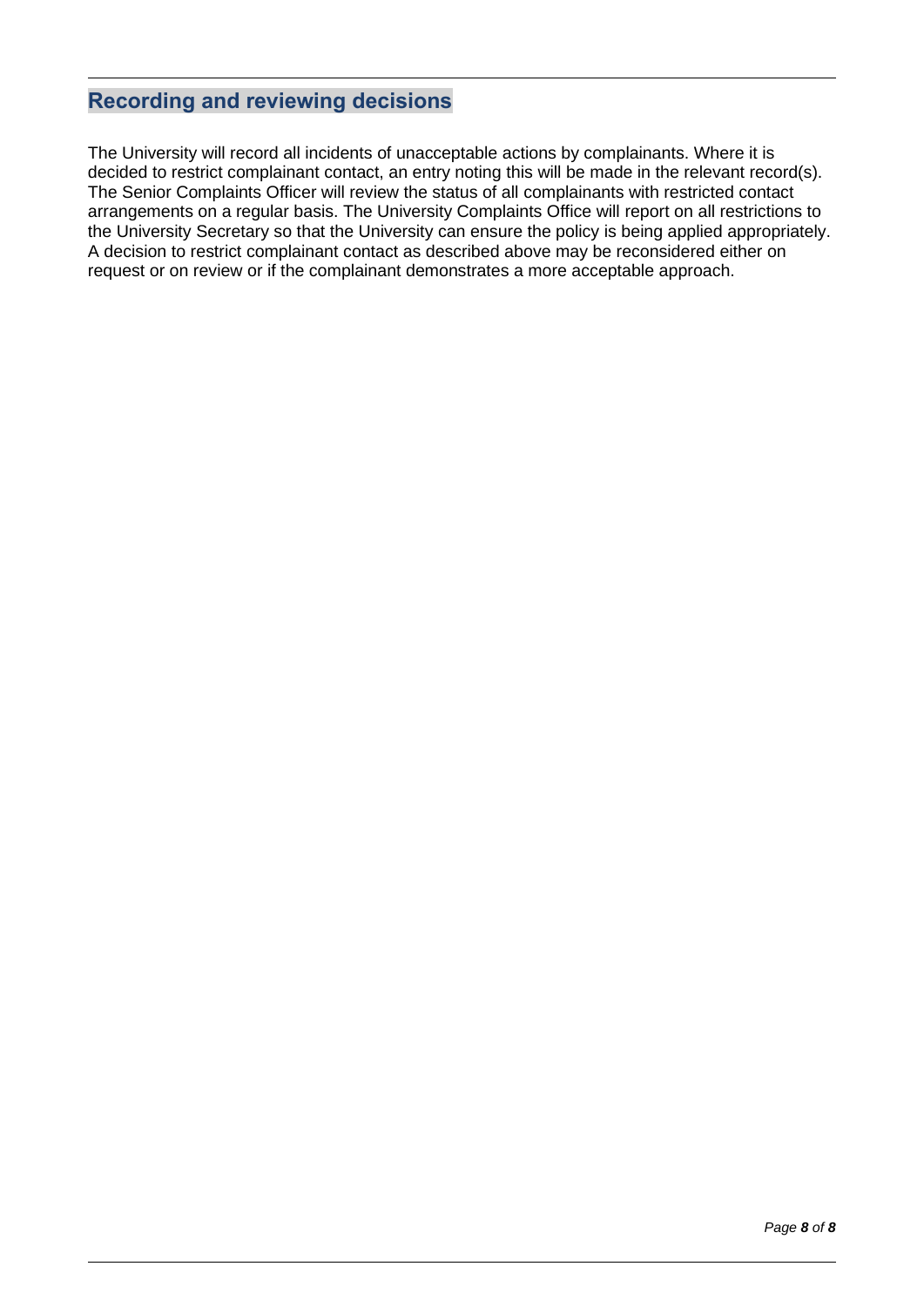## Recording and reviewing decisions

The University will record all incidents of unacceptable actions by complainants. Where it is decided to restrict complainant contact, an entry noting this will be made in the relevant record(s). The Senior Complaints Officer will review the status of all complainants with restricted contact arrangements on a regular basis. The University Complaints Office will report on all restrictions to the University Secretary so that the University can ensure the policy is being applied appropriately. A decision to restrict complainant contact as described above may be reconsidered either on request or on review or if the complainant demonstrates a more acceptable approach.